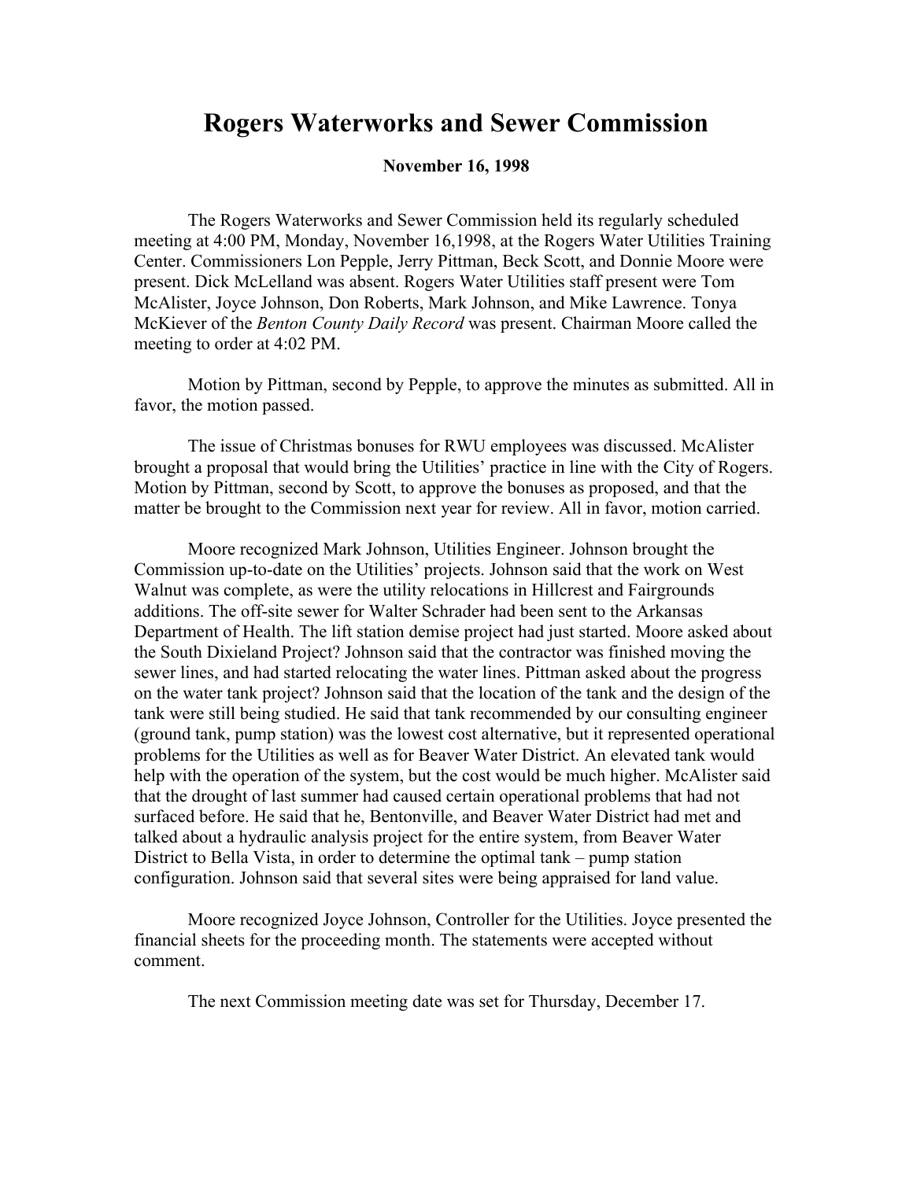# Rogers Waterworks and Sewer Commission

**November 16, 1998**

The Rogers Waterworks and Sewer Commission held its regularly scheduled meeting at 4:00 PM, Monday, November 16,1998, at the Rogers Water Utilities Training Center. Commissioners Lon Pepple, Jerry Pittman, Beck Scott, and Donnie Moore were present. Dick McLelland was absent. Rogers Water Utilities staff present were Tom McAlister, Joyce Johnson, Don Roberts, Mark Johnson, and Mike Lawrence. Tonya McKiever of the *Benton County Daily Record* was present. Chairman Moore called the meeting to order at 4:02 PM.

Motion by Pittman, second by Pepple, to approve the minutes as submitted. All in favor, the motion passed.

The issue of Christmas bonuses for RWU employees was discussed. McAlister brought a proposal that would bring the Utilities' practice in line with the City of Rogers. Motion by Pittman, second by Scott, to approve the bonuses as proposed, and that the matter be brought to the Commission next year for review. All in favor, motion carried.

Moore recognized Mark Johnson, Utilities Engineer. Johnson brought the Commission up-to-date on the Utilities' projects. Johnson said that the work on West Walnut was complete, as were the utility relocations in Hillcrest and Fairgrounds additions. The off-site sewer for Walter Schrader had been sent to the Arkansas Department of Health. The lift station demise project had just started. Moore asked about the South Dixieland Project? Johnson said that the contractor was finished moving the sewer lines, and had started relocating the water lines. Pittman asked about the progress on the water tank project? Johnson said that the location of the tank and the design of the tank were still being studied. He said that tank recommended by our consulting engineer (ground tank, pump station) was the lowest cost alternative, but it represented operational problems for the Utilities as well as for Beaver Water District. An elevated tank would help with the operation of the system, but the cost would be much higher. McAlister said that the drought of last summer had caused certain operational problems that had not surfaced before. He said that he, Bentonville, and Beaver Water District had met and talked about a hydraulic analysis project for the entire system, from Beaver Water District to Bella Vista, in order to determine the optimal tank – pump station configuration. Johnson said that several sites were being appraised for land value.

Moore recognized Joyce Johnson, Controller for the Utilities. Joyce presented the financial sheets for the proceeding month. The statements were accepted without comment.

The next Commission meeting date was set for Thursday, December 17.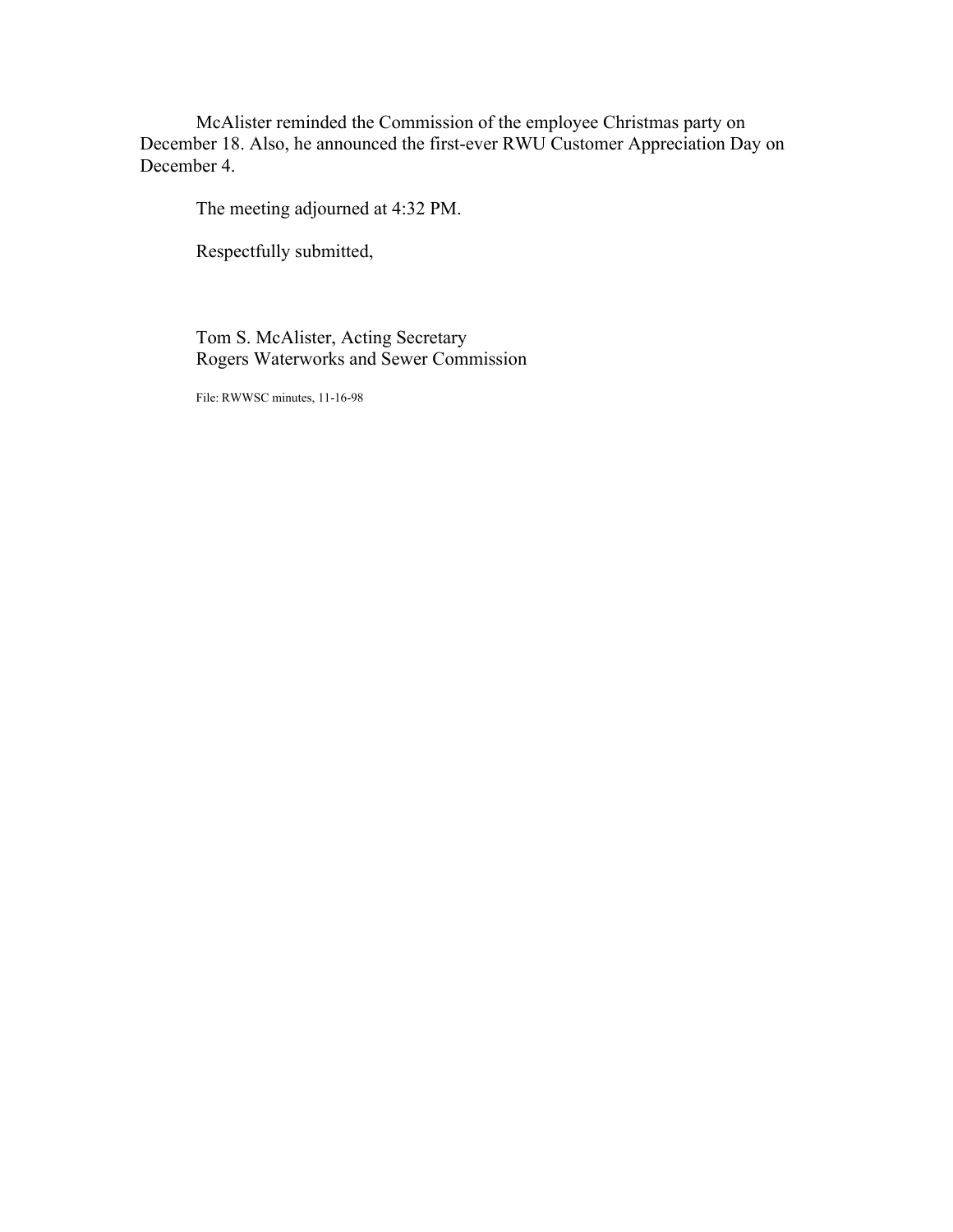McAlister reminded the Commission of the employee Christmas party on December 18. Also, he announced the first-ever RWU Customer Appreciation Day on December 4.

The meeting adjourned at 4:32 PM.

Respectfully submitted,

Tom S. McAlister, Acting Secretary
Rogers Waterworks and Sewer Commission

File: RWWSC minutes, 11-16-98